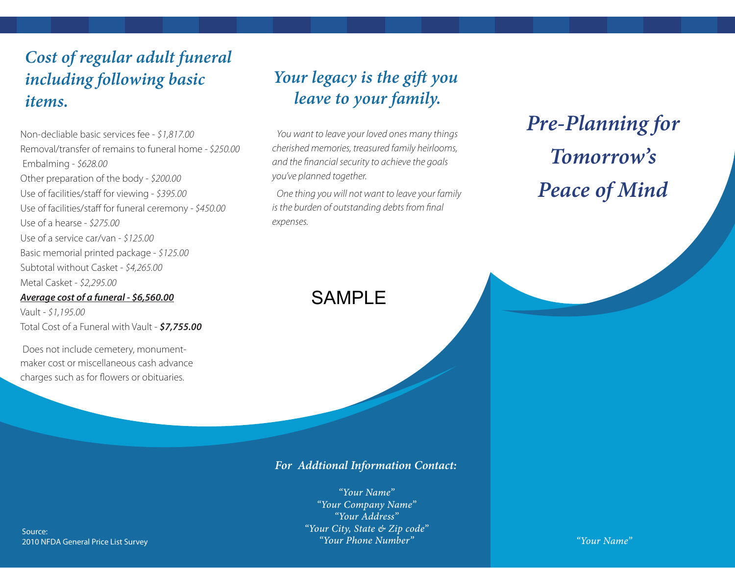## *Cost of regular adult funeral including following basic items.*

Non-decliable basic services fee - *$1,817.00*
Removal/transfer of remains to funeral home - *$250.00*
Embalming - *$628.00*
Other preparation of the body - *$200.00*
Use of facilities/staff for viewing - *$395.00*
Use of facilities/staff for funeral ceremony - *$450.00*
Use of a hearse - *$275.00*
Use of a service car/van - *$125.00*
Basic memorial printed package - *$125.00*
Subtotal without Casket - *$4,265.00*
Metal Casket - *$2,295.00*
***Average cost of a funeral - $6,560.00***
Vault - *$1,195.00*
Total Cost of a Funeral with Vault - ***$7,755.00***

Does not include cemetery, monument-maker cost or miscellaneous cash advance charges such as for flowers or obituaries.

Source:
2010 NFDA General Price List Survey

## *Your legacy is the gift you leave to your family.*

*You want to leave your loved ones many things cherished memories, treasured family heirlooms, and the financial security to achieve the goals you've planned together.*

*One thing you will not want to leave your family is the burden of outstanding debts from final expenses.*

SAMPLE

***For Addtional Information Contact:***

*"Your Name"*
*"Your Company Name"*
*"Your Address"*
*"Your City, State & Zip code"*
*"Your Phone Number"*

# *Pre-Planning for Tomorrow's Peace of Mind*

*"Your Name"*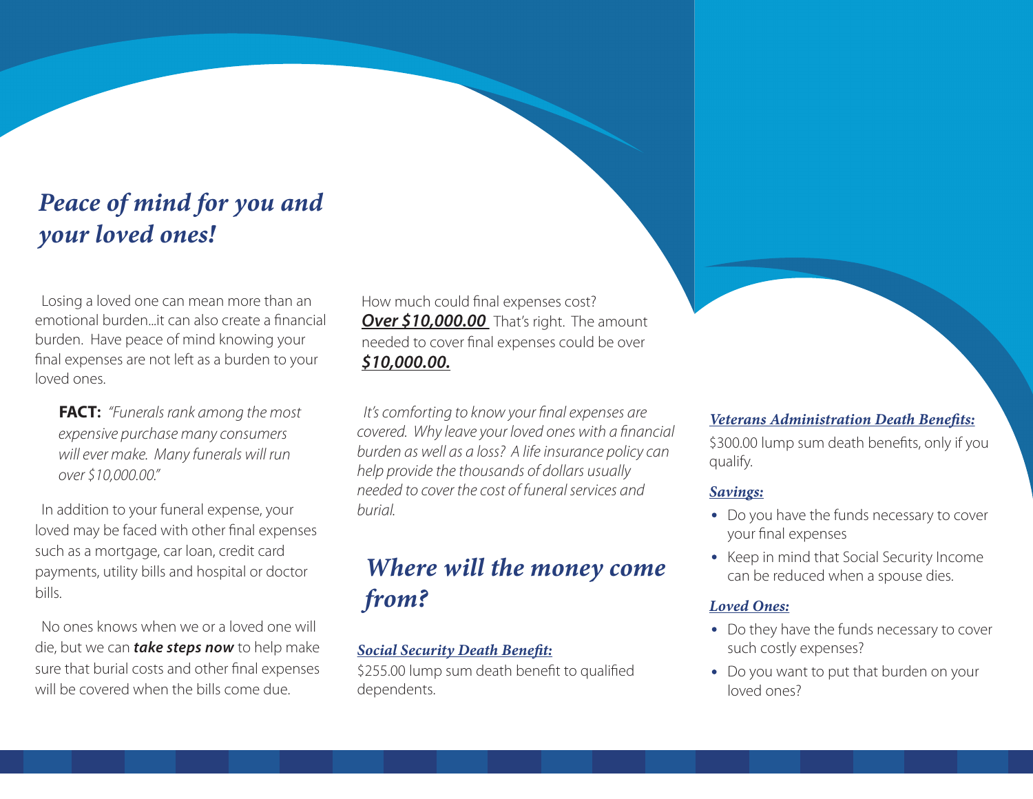# *Peace of mind for you and your loved ones!*

Losing a loved one can mean more than an emotional burden...it can also create a financial burden. Have peace of mind knowing your final expenses are not left as a burden to your loved ones.

> **FACT:** *"Funerals rank among the most expensive purchase many consumers will ever make. Many funerals will run over $10,000.00."*

In addition to your funeral expense, your loved may be faced with other final expenses such as a mortgage, car loan, credit card payments, utility bills and hospital or doctor bills.

No ones knows when we or a loved one will die, but we can ***take steps now*** to help make sure that burial costs and other final expenses will be covered when the bills come due.

How much could final expenses cost? ***Over $10,000.00*** That's right. The amount needed to cover final expenses could be over ***$10,000.00.***

*It's comforting to know your final expenses are covered. Why leave your loved ones with a financial burden as well as a loss? A life insurance policy can help provide the thousands of dollars usually needed to cover the cost of funeral services and burial.*

## *Where will the money come from?*

***Social Security Death Benefit:***

$255.00 lump sum death benefit to qualified dependents.

***Veterans Administration Death Benefits:***

$300.00 lump sum death benefits, only if you qualify.

***Savings:***

- Do you have the funds necessary to cover your final expenses
- Keep in mind that Social Security Income can be reduced when a spouse dies.

***Loved Ones:***

- Do they have the funds necessary to cover such costly expenses?
- Do you want to put that burden on your loved ones?